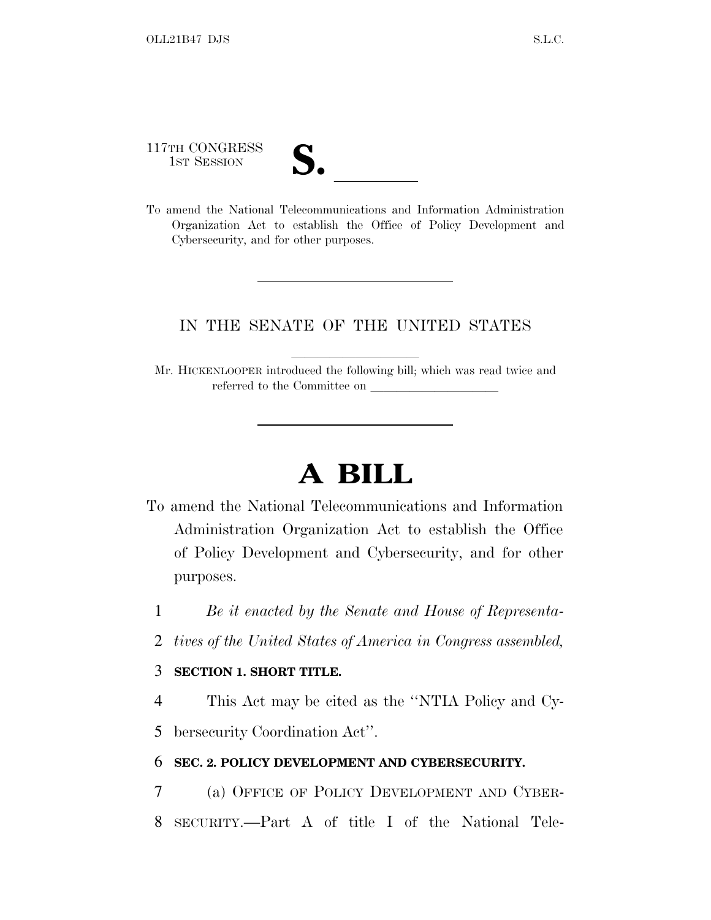117TH CONGRESS
1ST SESSION

**S.** \_\_\_\_\_\_

To amend the National Telecommunications and Information Administration Organization Act to establish the Office of Policy Development and Cybersecurity, and for other purposes.

---

IN THE SENATE OF THE UNITED STATES

Mr. HICKENLOOPER introduced the following bill; which was read twice and referred to the Committee on \_\_\_\_\_\_\_\_\_\_\_\_\_\_\_\_\_\_\_\_

---

# A BILL

To amend the National Telecommunications and Information Administration Organization Act to establish the Office of Policy Development and Cybersecurity, and for other purposes.

1 *Be it enacted by the Senate and House of Representa-*
2 *tives of the United States of America in Congress assembled,*

3 **SECTION 1. SHORT TITLE.**

4 This Act may be cited as the "NTIA Policy and Cy-
5 bersecurity Coordination Act".

6 **SEC. 2. POLICY DEVELOPMENT AND CYBERSECURITY.**

7 (a) OFFICE OF POLICY DEVELOPMENT AND CYBER-
8 SECURITY.—Part A of title I of the National Tele-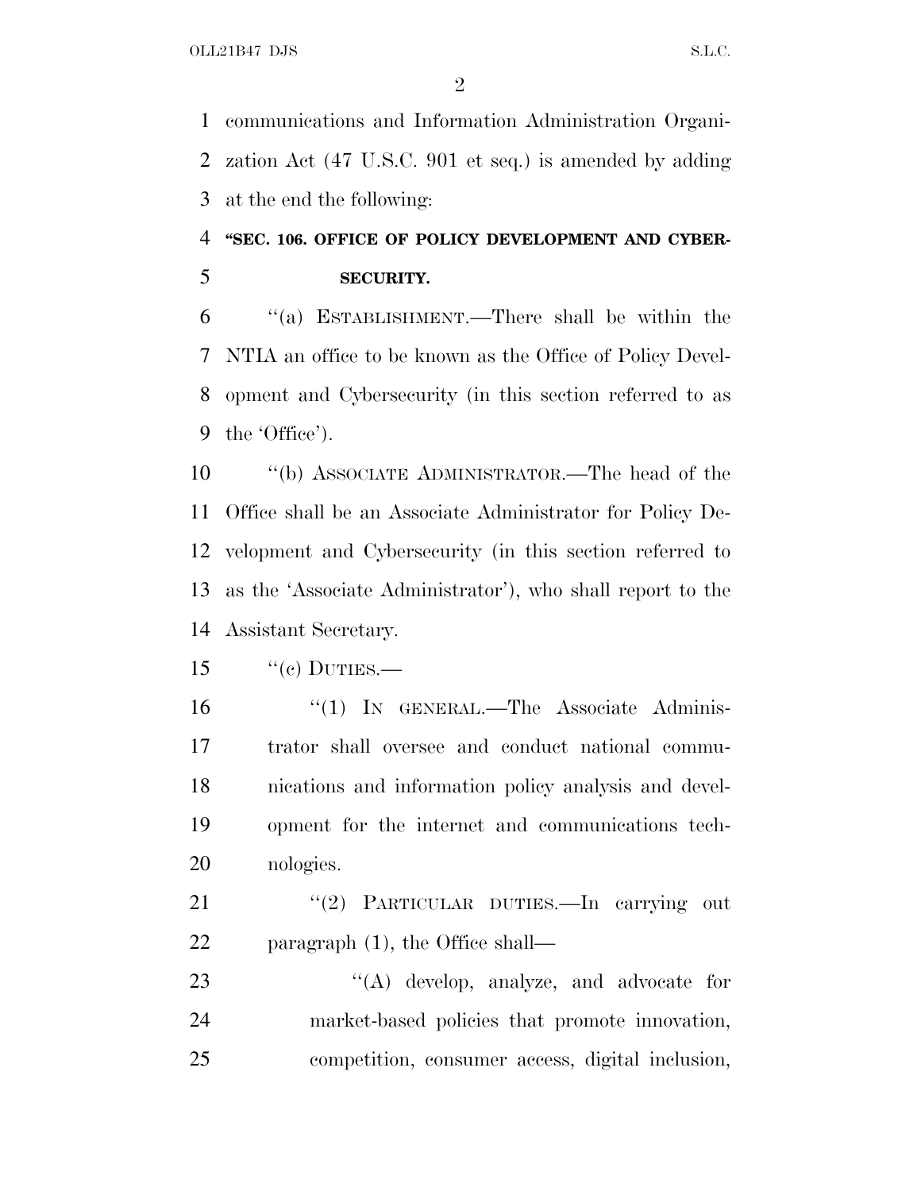communications and Information Administration Organization Act (47 U.S.C. 901 et seq.) is amended by adding at the end the following:

**"SEC. 106. OFFICE OF POLICY DEVELOPMENT AND CYBERSECURITY.**

"(a) ESTABLISHMENT.—There shall be within the NTIA an office to be known as the Office of Policy Development and Cybersecurity (in this section referred to as the 'Office').

"(b) ASSOCIATE ADMINISTRATOR.—The head of the Office shall be an Associate Administrator for Policy Development and Cybersecurity (in this section referred to as the 'Associate Administrator'), who shall report to the Assistant Secretary.

"(c) DUTIES.—

"(1) IN GENERAL.—The Associate Administrator shall oversee and conduct national communications and information policy analysis and development for the internet and communications technologies.

"(2) PARTICULAR DUTIES.—In carrying out paragraph (1), the Office shall—

"(A) develop, analyze, and advocate for market-based policies that promote innovation, competition, consumer access, digital inclusion,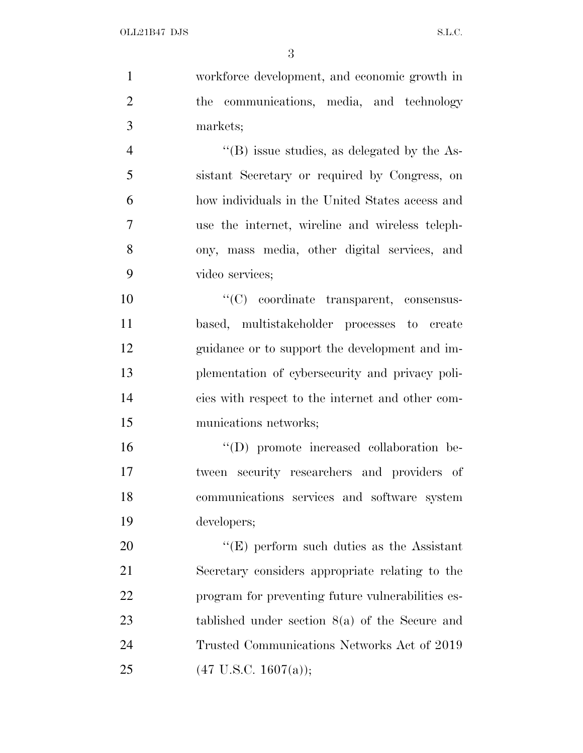workforce development, and economic growth in the communications, media, and technology markets;

''(B) issue studies, as delegated by the Assistant Secretary or required by Congress, on how individuals in the United States access and use the internet, wireline and wireless telephony, mass media, other digital services, and video services;

''(C) coordinate transparent, consensus-based, multistakeholder processes to create guidance or to support the development and implementation of cybersecurity and privacy policies with respect to the internet and other communications networks;

''(D) promote increased collaboration between security researchers and providers of communications services and software system developers;

''(E) perform such duties as the Assistant Secretary considers appropriate relating to the program for preventing future vulnerabilities established under section 8(a) of the Secure and Trusted Communications Networks Act of 2019 (47 U.S.C. 1607(a));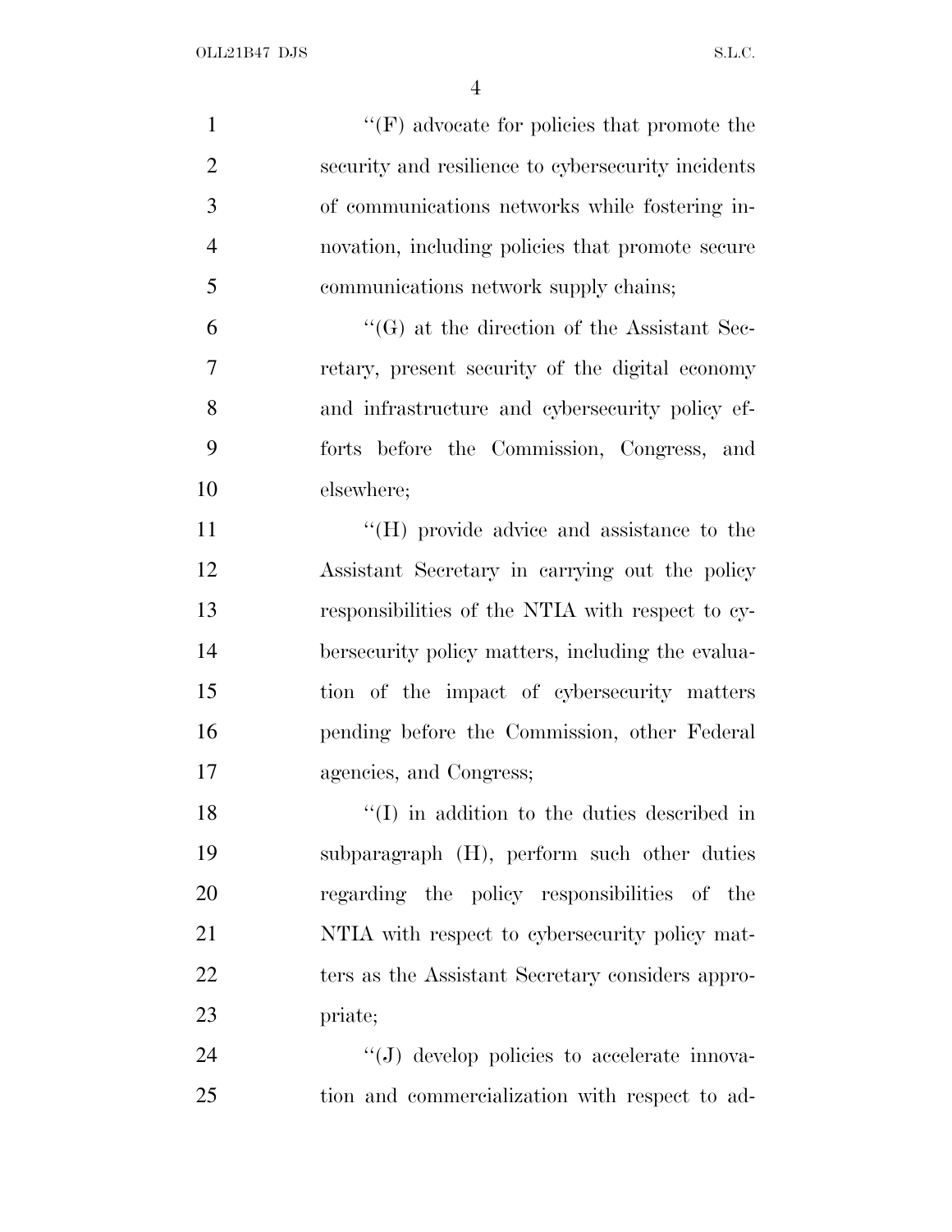''(F) advocate for policies that promote the security and resilience to cybersecurity incidents of communications networks while fostering innovation, including policies that promote secure communications network supply chains;

''(G) at the direction of the Assistant Secretary, present security of the digital economy and infrastructure and cybersecurity policy efforts before the Commission, Congress, and elsewhere;

''(H) provide advice and assistance to the Assistant Secretary in carrying out the policy responsibilities of the NTIA with respect to cybersecurity policy matters, including the evaluation of the impact of cybersecurity matters pending before the Commission, other Federal agencies, and Congress;

''(I) in addition to the duties described in subparagraph (H), perform such other duties regarding the policy responsibilities of the NTIA with respect to cybersecurity policy matters as the Assistant Secretary considers appropriate;

''(J) develop policies to accelerate innovation and commercialization with respect to ad-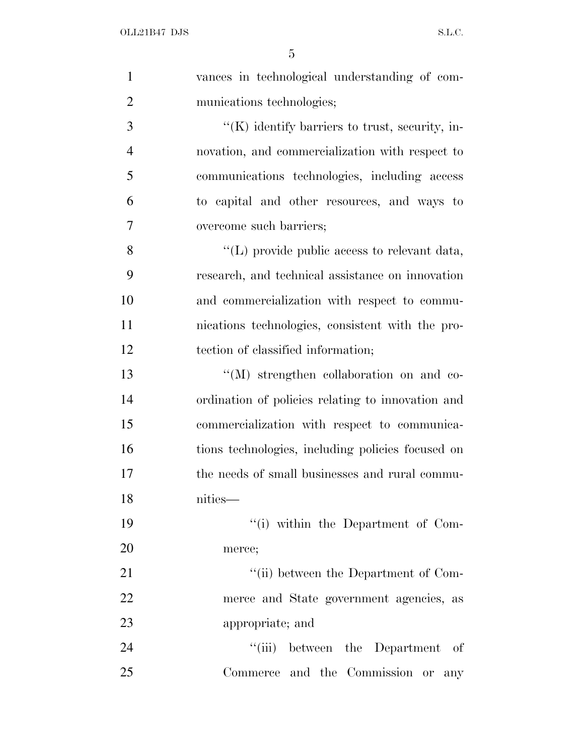vances in technological understanding of communications technologies;

''(K) identify barriers to trust, security, innovation, and commercialization with respect to communications technologies, including access to capital and other resources, and ways to overcome such barriers;

''(L) provide public access to relevant data, research, and technical assistance on innovation and commercialization with respect to communications technologies, consistent with the protection of classified information;

''(M) strengthen collaboration on and coordination of policies relating to innovation and commercialization with respect to communications technologies, including policies focused on the needs of small businesses and rural communities—

''(i) within the Department of Commerce;

''(ii) between the Department of Commerce and State government agencies, as appropriate; and

''(iii) between the Department of Commerce and the Commission or any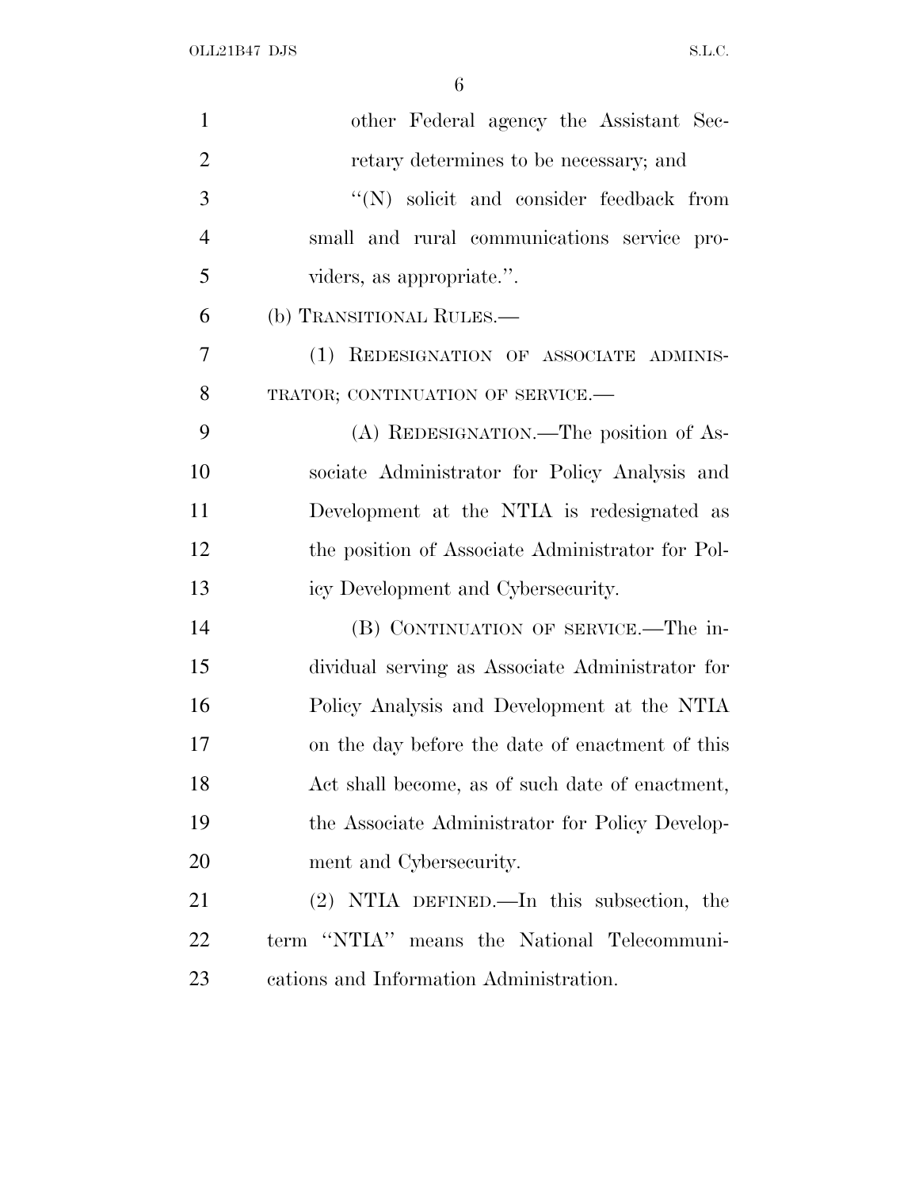other Federal agency the Assistant Secretary determines to be necessary; and

"(N) solicit and consider feedback from small and rural communications service providers, as appropriate.".

(b) TRANSITIONAL RULES.—

(1) REDESIGNATION OF ASSOCIATE ADMINISTRATOR; CONTINUATION OF SERVICE.—

(A) REDESIGNATION.—The position of Associate Administrator for Policy Analysis and Development at the NTIA is redesignated as the position of Associate Administrator for Policy Development and Cybersecurity.

(B) CONTINUATION OF SERVICE.—The individual serving as Associate Administrator for Policy Analysis and Development at the NTIA on the day before the date of enactment of this Act shall become, as of such date of enactment, the Associate Administrator for Policy Development and Cybersecurity.

(2) NTIA DEFINED.—In this subsection, the term "NTIA" means the National Telecommunications and Information Administration.